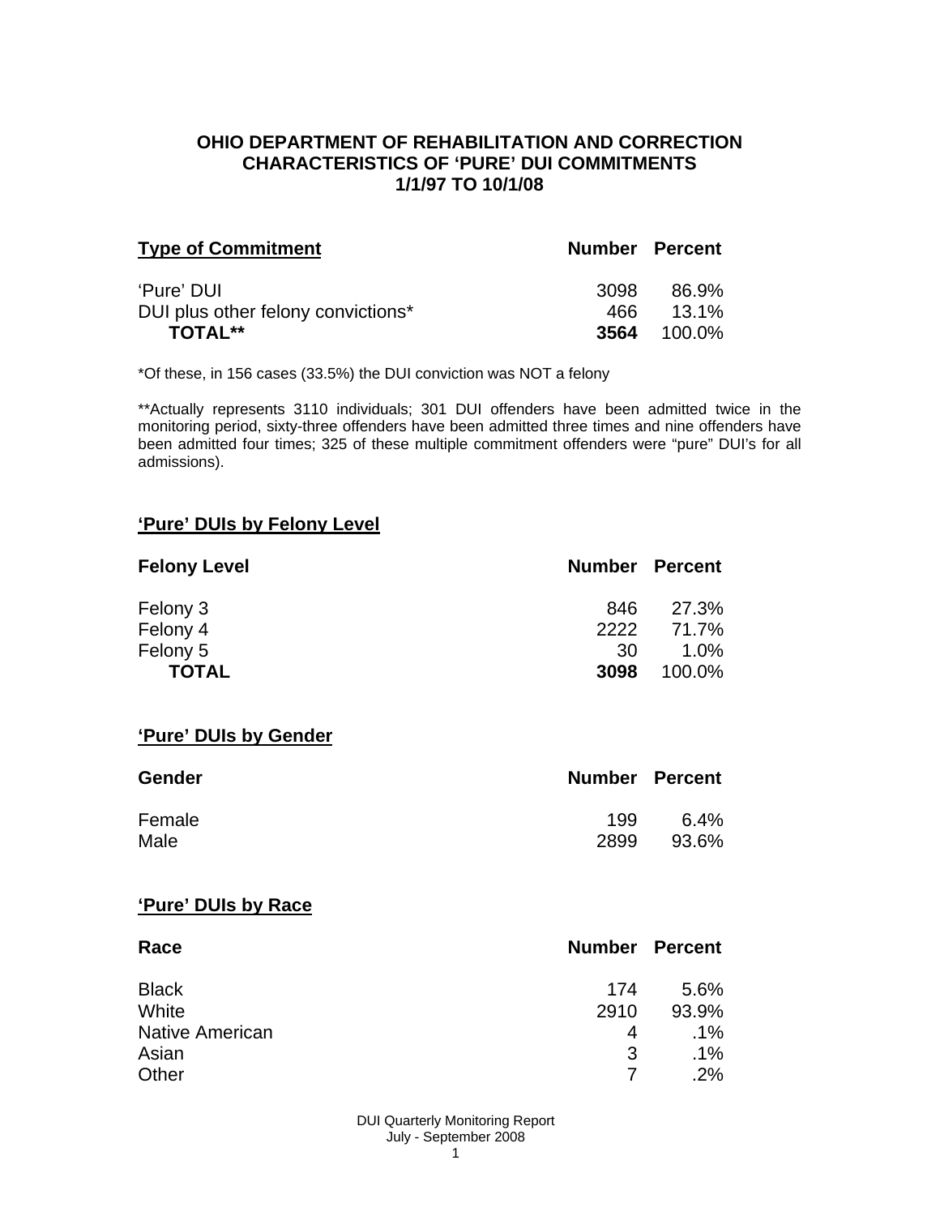# OHIO DEPARTMENT OF REHABILITATION AND CORRECTION
## CHARACTERISTICS OF 'PURE' DUI COMMITMENTS
## 1/1/97 TO 10/1/08

| Type of Commitment | Number | Percent |
|---|---|---|
| 'Pure' DUI | 3098 | 86.9% |
| DUI plus other felony convictions* | 466 | 13.1% |
| **TOTAL**** | **3564** | 100.0% |

*Of these, in 156 cases (33.5%) the DUI conviction was NOT a felony

**Actually represents 3110 individuals; 301 DUI offenders have been admitted twice in the monitoring period, sixty-three offenders have been admitted three times and nine offenders have been admitted four times; 325 of these multiple commitment offenders were "pure" DUI's for all admissions).

### 'Pure' DUIs by Felony Level

| Felony Level | Number | Percent |
|---|---|---|
| Felony 3 | 846 | 27.3% |
| Felony 4 | 2222 | 71.7% |
| Felony 5 | 30 | 1.0% |
| **TOTAL** | **3098** | 100.0% |

### 'Pure' DUIs by Gender

| Gender | Number | Percent |
|---|---|---|
| Female | 199 | 6.4% |
| Male | 2899 | 93.6% |

### 'Pure' DUIs by Race

| Race | Number | Percent |
|---|---|---|
| Black | 174 | 5.6% |
| White | 2910 | 93.9% |
| Native American | 4 | .1% |
| Asian | 3 | .1% |
| Other | 7 | .2% |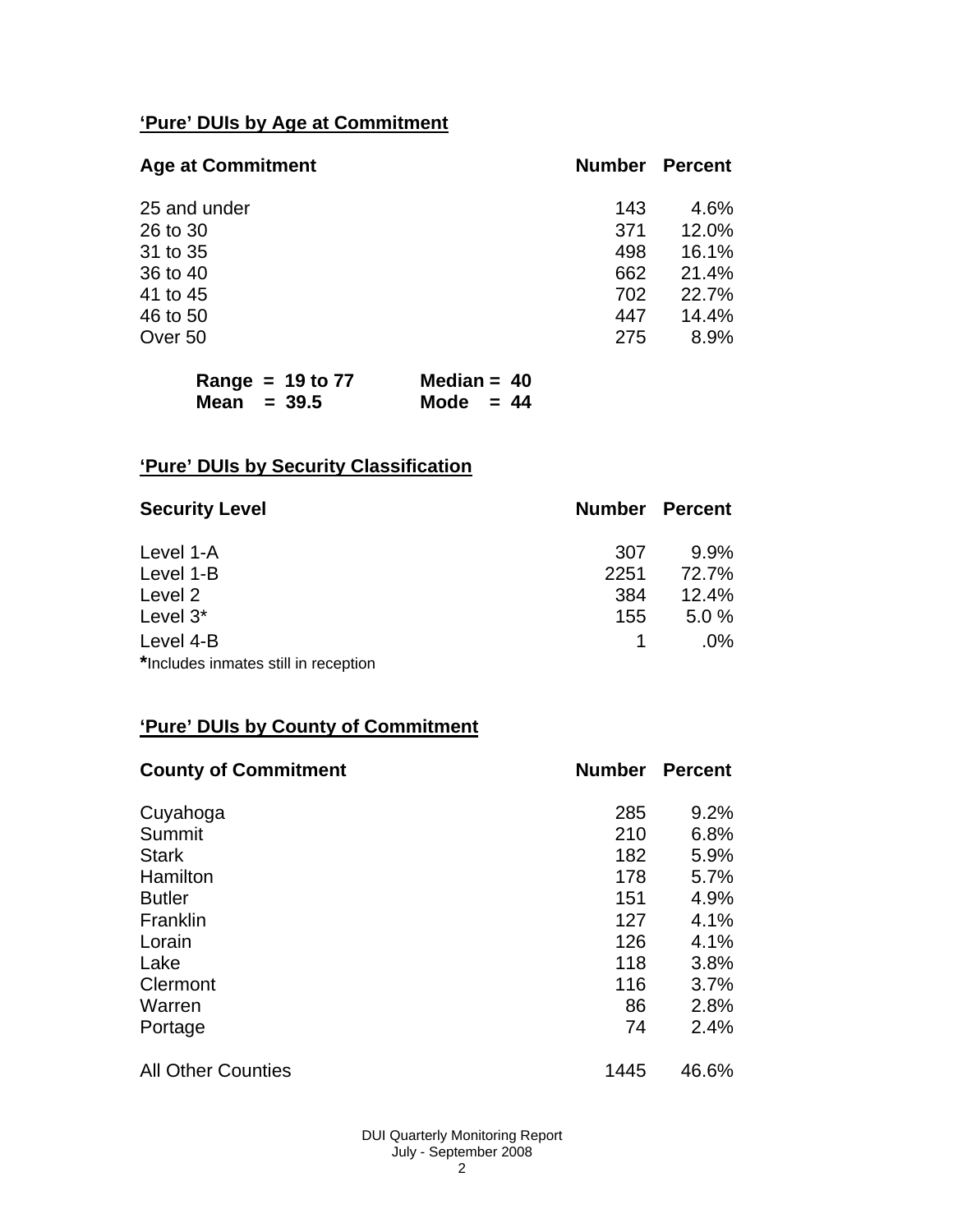## 'Pure' DUIs by Age at Commitment

| Age at Commitment | Number | Percent |
|---|---|---|
| 25 and under | 143 | 4.6% |
| 26 to 30 | 371 | 12.0% |
| 31 to 35 | 498 | 16.1% |
| 36 to 40 | 662 | 21.4% |
| 41 to 45 | 702 | 22.7% |
| 46 to 50 | 447 | 14.4% |
| Over 50 | 275 | 8.9% |

**Range = 19 to 77** **Median = 40**
**Mean = 39.5** **Mode = 44**

## 'Pure' DUIs by Security Classification

| Security Level | Number | Percent |
|---|---|---|
| Level 1-A | 307 | 9.9% |
| Level 1-B | 2251 | 72.7% |
| Level 2 | 384 | 12.4% |
| Level 3* | 155 | 5.0 % |
| Level 4-B | 1 | .0% |

**\***Includes inmates still in reception

## 'Pure' DUIs by County of Commitment

| County of Commitment | Number | Percent |
|---|---|---|
| Cuyahoga | 285 | 9.2% |
| Summit | 210 | 6.8% |
| Stark | 182 | 5.9% |
| Hamilton | 178 | 5.7% |
| Butler | 151 | 4.9% |
| Franklin | 127 | 4.1% |
| Lorain | 126 | 4.1% |
| Lake | 118 | 3.8% |
| Clermont | 116 | 3.7% |
| Warren | 86 | 2.8% |
| Portage | 74 | 2.4% |
| All Other Counties | 1445 | 46.6% |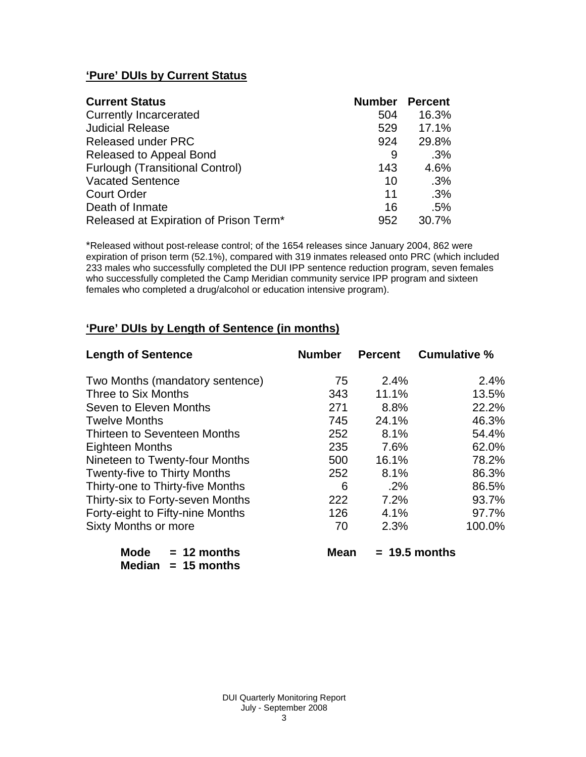## 'Pure' DUIs by Current Status

| Current Status | Number | Percent |
|---|---|---|
| Currently Incarcerated | 504 | 16.3% |
| Judicial Release | 529 | 17.1% |
| Released under PRC | 924 | 29.8% |
| Released to Appeal Bond | 9 | .3% |
| Furlough (Transitional Control) | 143 | 4.6% |
| Vacated Sentence | 10 | .3% |
| Court Order | 11 | .3% |
| Death of Inmate | 16 | .5% |
| Released at Expiration of Prison Term* | 952 | 30.7% |

*Released without post-release control; of the 1654 releases since January 2004, 862 were expiration of prison term (52.1%), compared with 319 inmates released onto PRC (which included 233 males who successfully completed the DUI IPP sentence reduction program, seven females who successfully completed the Camp Meridian community service IPP program and sixteen females who completed a drug/alcohol or education intensive program).

## 'Pure' DUIs by Length of Sentence (in months)

| Length of Sentence | Number | Percent | Cumulative % |
|---|---|---|---|
| Two Months (mandatory sentence) | 75 | 2.4% | 2.4% |
| Three to Six Months | 343 | 11.1% | 13.5% |
| Seven to Eleven Months | 271 | 8.8% | 22.2% |
| Twelve Months | 745 | 24.1% | 46.3% |
| Thirteen to Seventeen Months | 252 | 8.1% | 54.4% |
| Eighteen Months | 235 | 7.6% | 62.0% |
| Nineteen to Twenty-four Months | 500 | 16.1% | 78.2% |
| Twenty-five to Thirty Months | 252 | 8.1% | 86.3% |
| Thirty-one to Thirty-five Months | 6 | .2% | 86.5% |
| Thirty-six to Forty-seven Months | 222 | 7.2% | 93.7% |
| Forty-eight to Fifty-nine Months | 126 | 4.1% | 97.7% |
| Sixty Months or more | 70 | 2.3% | 100.0% |

**Mode = 12 months** **Mean = 19.5 months**
**Median = 15 months**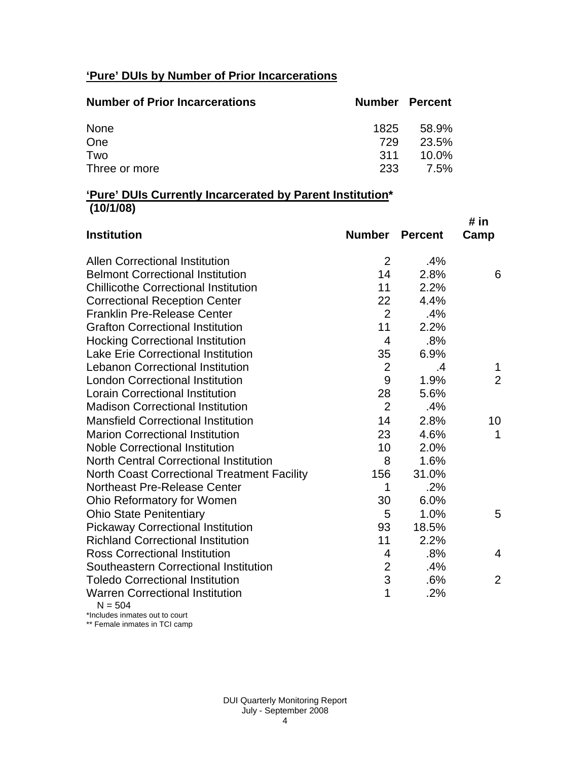**'Pure' DUIs by Number of Prior Incarcerations**

| Number of Prior Incarcerations | Number | Percent |
|---|---|---|
| None | 1825 | 58.9% |
| One | 729 | 23.5% |
| Two | 311 | 10.0% |
| Three or more | 233 | 7.5% |

**'Pure' DUIs Currently Incarcerated by Parent Institution\***
**(10/1/08)**

| Institution | Number | Percent | # in Camp |
|---|---|---|---|
| Allen Correctional Institution | 2 | .4% | |
| Belmont Correctional Institution | 14 | 2.8% | 6 |
| Chillicothe Correctional Institution | 11 | 2.2% | |
| Correctional Reception Center | 22 | 4.4% | |
| Franklin Pre-Release Center | 2 | .4% | |
| Grafton Correctional Institution | 11 | 2.2% | |
| Hocking Correctional Institution | 4 | .8% | |
| Lake Erie Correctional Institution | 35 | 6.9% | |
| Lebanon Correctional Institution | 2 | .4 | 1 |
| London Correctional Institution | 9 | 1.9% | 2 |
| Lorain Correctional Institution | 28 | 5.6% | |
| Madison Correctional Institution | 2 | .4% | |
| Mansfield Correctional Institution | 14 | 2.8% | 10 |
| Marion Correctional Institution | 23 | 4.6% | 1 |
| Noble Correctional Institution | 10 | 2.0% | |
| North Central Correctional Institution | 8 | 1.6% | |
| North Coast Correctional Treatment Facility | 156 | 31.0% | |
| Northeast Pre-Release Center | 1 | .2% | |
| Ohio Reformatory for Women | 30 | 6.0% | |
| Ohio State Penitentiary | 5 | 1.0% | 5 |
| Pickaway Correctional Institution | 93 | 18.5% | |
| Richland Correctional Institution | 11 | 2.2% | |
| Ross Correctional Institution | 4 | .8% | 4 |
| Southeastern Correctional Institution | 2 | .4% | |
| Toledo Correctional Institution | 3 | .6% | 2 |
| Warren Correctional Institution | 1 | .2% | |

N = 504

*Includes inmates out to court

** Female inmates in TCI camp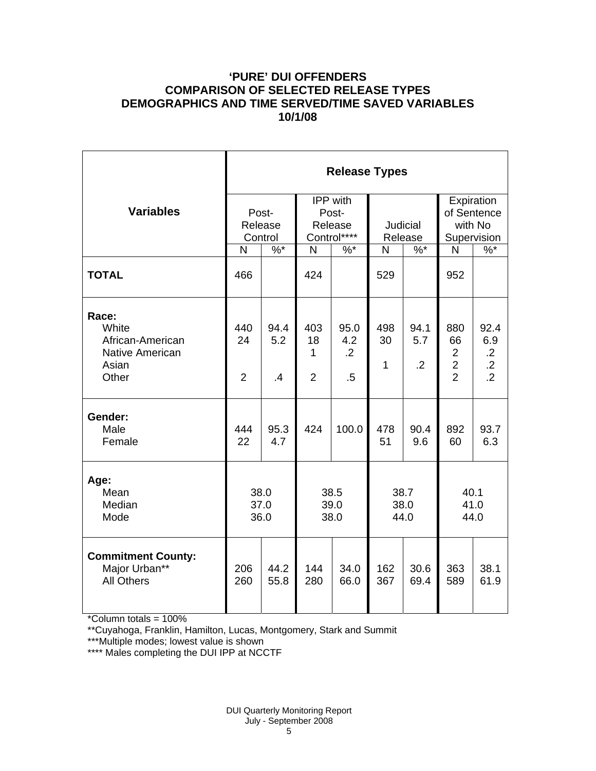# 'PURE' DUI OFFENDERS
# COMPARISON OF SELECTED RELEASE TYPES
# DEMOGRAPHICS AND TIME SERVED/TIME SAVED VARIABLES
# 10/1/08

| Variables | Release Types | | | | | | | |
|---|---|---|---|---|---|---|---|---|
| | Post-Release Control | | IPP with Post-Release Control**** | | Judicial Release | | Expiration of Sentence with No Supervision | |
| | N | %* | N | %* | N | %* | N | %* |
| **TOTAL** | 466 | | 424 | | 529 | | 952 | |
| **Race:** | | | | | | | | |
| White | 440 | 94.4 | 403 | 95.0 | 498 | 94.1 | 880 | 92.4 |
| African-American | 24 | 5.2 | 18 | 4.2 | 30 | 5.7 | 66 | 6.9 |
| Native American | | | 1 | .2 | | | 2 | .2 |
| Asian | | | | | 1 | .2 | 2 | .2 |
| Other | 2 | .4 | 2 | .5 | | | 2 | .2 |
| **Gender:** | | | | | | | | |
| Male | 444 | 95.3 | 424 | 100.0 | 478 | 90.4 | 892 | 93.7 |
| Female | 22 | 4.7 | | | 51 | 9.6 | 60 | 6.3 |
| **Age:** | | | | | | | | |
| Mean | 38.0 | | 38.5 | | 38.7 | | 40.1 | |
| Median | 37.0 | | 39.0 | | 38.0 | | 41.0 | |
| Mode | 36.0 | | 38.0 | | 44.0 | | 44.0 | |
| **Commitment County:** | | | | | | | | |
| Major Urban** | 206 | 44.2 | 144 | 34.0 | 162 | 30.6 | 363 | 38.1 |
| All Others | 260 | 55.8 | 280 | 66.0 | 367 | 69.4 | 589 | 61.9 |

*Column totals = 100%

**Cuyahoga, Franklin, Hamilton, Lucas, Montgomery, Stark and Summit

***Multiple modes; lowest value is shown

**** Males completing the DUI IPP at NCCTF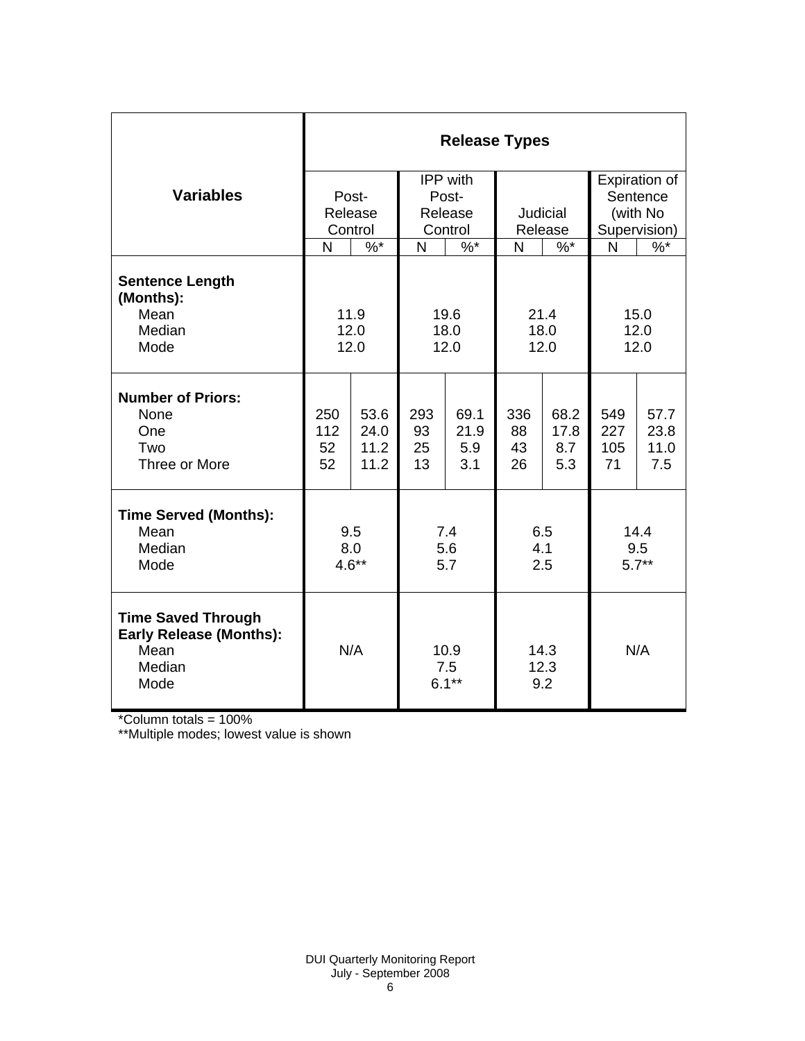| Variables | Release Types | | | | | | | |
|---|---|---|---|---|---|---|---|---|
| | Post-Release Control | | IPP with Post-Release Control | | Judicial Release | | Expiration of Sentence (with No Supervision) | |
| | N | %* | N | %* | N | %* | N | %* |
| **Sentence Length (Months):** | | | | | | | | |
| Mean | 11.9 | | 19.6 | | 21.4 | | 15.0 | |
| Median | 12.0 | | 18.0 | | 18.0 | | 12.0 | |
| Mode | 12.0 | | 12.0 | | 12.0 | | 12.0 | |
| **Number of Priors:** | | | | | | | | |
| None | 250 | 53.6 | 293 | 69.1 | 336 | 68.2 | 549 | 57.7 |
| One | 112 | 24.0 | 93 | 21.9 | 88 | 17.8 | 227 | 23.8 |
| Two | 52 | 11.2 | 25 | 5.9 | 43 | 8.7 | 105 | 11.0 |
| Three or More | 52 | 11.2 | 13 | 3.1 | 26 | 5.3 | 71 | 7.5 |
| **Time Served (Months):** | | | | | | | | |
| Mean | 9.5 | | 7.4 | | 6.5 | | 14.4 | |
| Median | 8.0 | | 5.6 | | 4.1 | | 9.5 | |
| Mode | 4.6** | | 5.7 | | 2.5 | | 5.7** | |
| **Time Saved Through Early Release (Months):** | | | | | | | | |
| Mean | N/A | | 10.9 | | 14.3 | | N/A | |
| Median | | | 7.5 | | 12.3 | | | |
| Mode | | | 6.1** | | 9.2 | | | |

*Column totals = 100%

**Multiple modes; lowest value is shown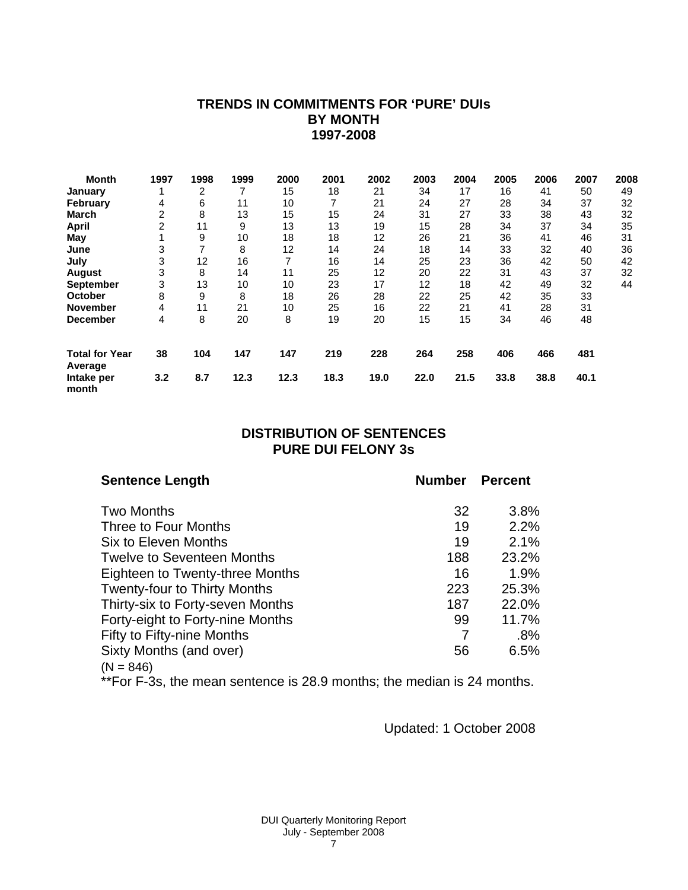## TRENDS IN COMMITMENTS FOR 'PURE' DUIs BY MONTH 1997-2008

| Month | 1997 | 1998 | 1999 | 2000 | 2001 | 2002 | 2003 | 2004 | 2005 | 2006 | 2007 | 2008 |
|---|---|---|---|---|---|---|---|---|---|---|---|---|
| January | 1 | 2 | 7 | 15 | 18 | 21 | 34 | 17 | 16 | 41 | 50 | 49 |
| February | 4 | 6 | 11 | 10 | 7 | 21 | 24 | 27 | 28 | 34 | 37 | 32 |
| March | 2 | 8 | 13 | 15 | 15 | 24 | 31 | 27 | 33 | 38 | 43 | 32 |
| April | 2 | 11 | 9 | 13 | 13 | 19 | 15 | 28 | 34 | 37 | 34 | 35 |
| May | 1 | 9 | 10 | 18 | 18 | 12 | 26 | 21 | 36 | 41 | 46 | 31 |
| June | 3 | 7 | 8 | 12 | 14 | 24 | 18 | 14 | 33 | 32 | 40 | 36 |
| July | 3 | 12 | 16 | 7 | 16 | 14 | 25 | 23 | 36 | 42 | 50 | 42 |
| August | 3 | 8 | 14 | 11 | 25 | 12 | 20 | 22 | 31 | 43 | 37 | 32 |
| September | 3 | 13 | 10 | 10 | 23 | 17 | 12 | 18 | 42 | 49 | 32 | 44 |
| October | 8 | 9 | 8 | 18 | 26 | 28 | 22 | 25 | 42 | 35 | 33 | |
| November | 4 | 11 | 21 | 10 | 25 | 16 | 22 | 21 | 41 | 28 | 31 | |
| December | 4 | 8 | 20 | 8 | 19 | 20 | 15 | 15 | 34 | 46 | 48 | |
| **Total for Year** | **38** | **104** | **147** | **147** | **219** | **228** | **264** | **258** | **406** | **466** | **481** | |
| **Average Intake per month** | **3.2** | **8.7** | **12.3** | **12.3** | **18.3** | **19.0** | **22.0** | **21.5** | **33.8** | **38.8** | **40.1** | |

## DISTRIBUTION OF SENTENCES PURE DUI FELONY 3s

| Sentence Length | Number | Percent |
|---|---|---|
| Two Months | 32 | 3.8% |
| Three to Four Months | 19 | 2.2% |
| Six to Eleven Months | 19 | 2.1% |
| Twelve to Seventeen Months | 188 | 23.2% |
| Eighteen to Twenty-three Months | 16 | 1.9% |
| Twenty-four to Thirty Months | 223 | 25.3% |
| Thirty-six to Forty-seven Months | 187 | 22.0% |
| Forty-eight to Forty-nine Months | 99 | 11.7% |
| Fifty to Fifty-nine Months | 7 | .8% |
| Sixty Months (and over) | 56 | 6.5% |

(N = 846)

**For F-3s, the mean sentence is 28.9 months; the median is 24 months.

Updated: 1 October 2008